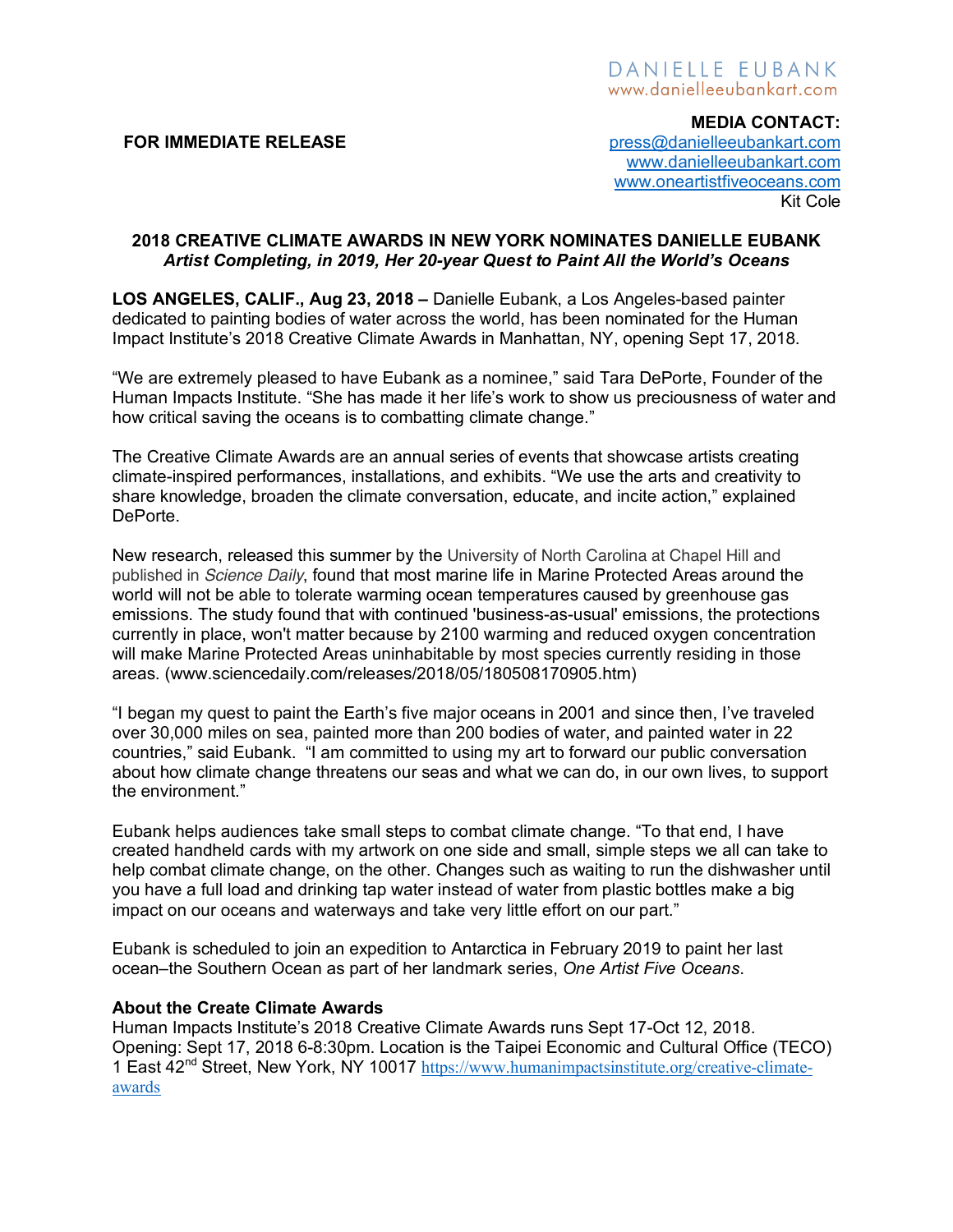DANIELLE EUBANK
www.danielleeubankart.com

**FOR IMMEDIATE RELEASE**

**MEDIA CONTACT:**
press@danielleeubankart.com
www.danielleeubankart.com
www.oneartistfiveoceans.com
Kit Cole

# 2018 CREATIVE CLIMATE AWARDS IN NEW YORK NOMINATES DANIELLE EUBANK

***Artist Completing, in 2019, Her 20-year Quest to Paint All the World's Oceans***

**LOS ANGELES, CALIF., Aug 23, 2018 –** Danielle Eubank, a Los Angeles-based painter dedicated to painting bodies of water across the world, has been nominated for the Human Impact Institute's 2018 Creative Climate Awards in Manhattan, NY, opening Sept 17, 2018.

"We are extremely pleased to have Eubank as a nominee," said Tara DePorte, Founder of the Human Impacts Institute. "She has made it her life's work to show us preciousness of water and how critical saving the oceans is to combatting climate change."

The Creative Climate Awards are an annual series of events that showcase artists creating climate-inspired performances, installations, and exhibits. "We use the arts and creativity to share knowledge, broaden the climate conversation, educate, and incite action," explained DePorte.

New research, released this summer by the University of North Carolina at Chapel Hill and published in *Science Daily*, found that most marine life in Marine Protected Areas around the world will not be able to tolerate warming ocean temperatures caused by greenhouse gas emissions. The study found that with continued 'business-as-usual' emissions, the protections currently in place, won't matter because by 2100 warming and reduced oxygen concentration will make Marine Protected Areas uninhabitable by most species currently residing in those areas. (www.sciencedaily.com/releases/2018/05/180508170905.htm)

"I began my quest to paint the Earth's five major oceans in 2001 and since then, I've traveled over 30,000 miles on sea, painted more than 200 bodies of water, and painted water in 22 countries," said Eubank. "I am committed to using my art to forward our public conversation about how climate change threatens our seas and what we can do, in our own lives, to support the environment."

Eubank helps audiences take small steps to combat climate change. "To that end, I have created handheld cards with my artwork on one side and small, simple steps we all can take to help combat climate change, on the other. Changes such as waiting to run the dishwasher until you have a full load and drinking tap water instead of water from plastic bottles make a big impact on our oceans and waterways and take very little effort on our part."

Eubank is scheduled to join an expedition to Antarctica in February 2019 to paint her last ocean–the Southern Ocean as part of her landmark series, *One Artist Five Oceans*.

**About the Create Climate Awards**

Human Impacts Institute's 2018 Creative Climate Awards runs Sept 17-Oct 12, 2018. Opening: Sept 17, 2018 6-8:30pm. Location is the Taipei Economic and Cultural Office (TECO) 1 East 42nd Street, New York, NY 10017 https://www.humanimpactsinstitute.org/creative-climate-awards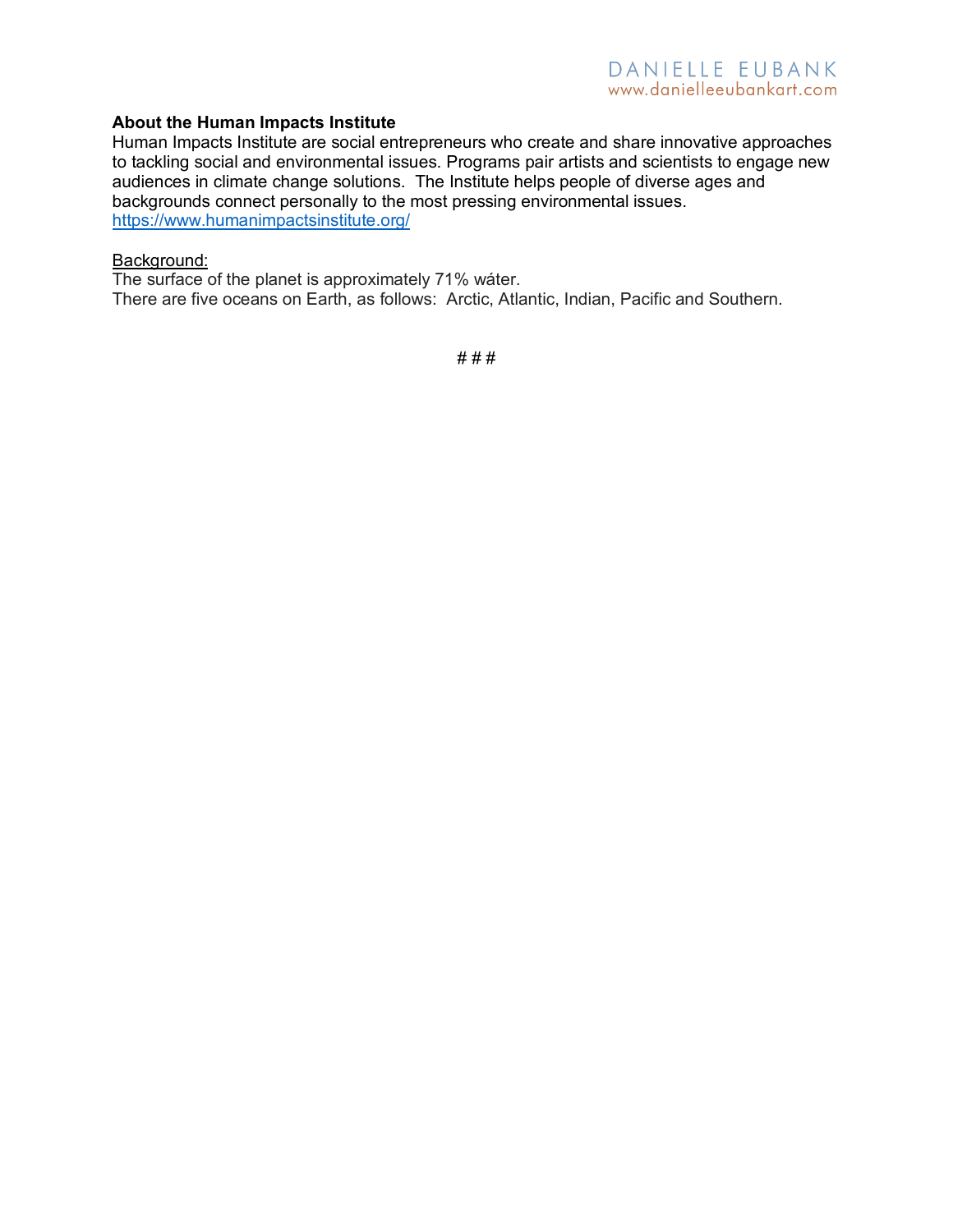**About the Human Impacts Institute**
Human Impacts Institute are social entrepreneurs who create and share innovative approaches to tackling social and environmental issues. Programs pair artists and scientists to engage new audiences in climate change solutions. The Institute helps people of diverse ages and backgrounds connect personally to the most pressing environmental issues.
https://www.humanimpactsinstitute.org/

Background:
The surface of the planet is approximately 71% wáter.
There are five oceans on Earth, as follows: Arctic, Atlantic, Indian, Pacific and Southern.

# # #